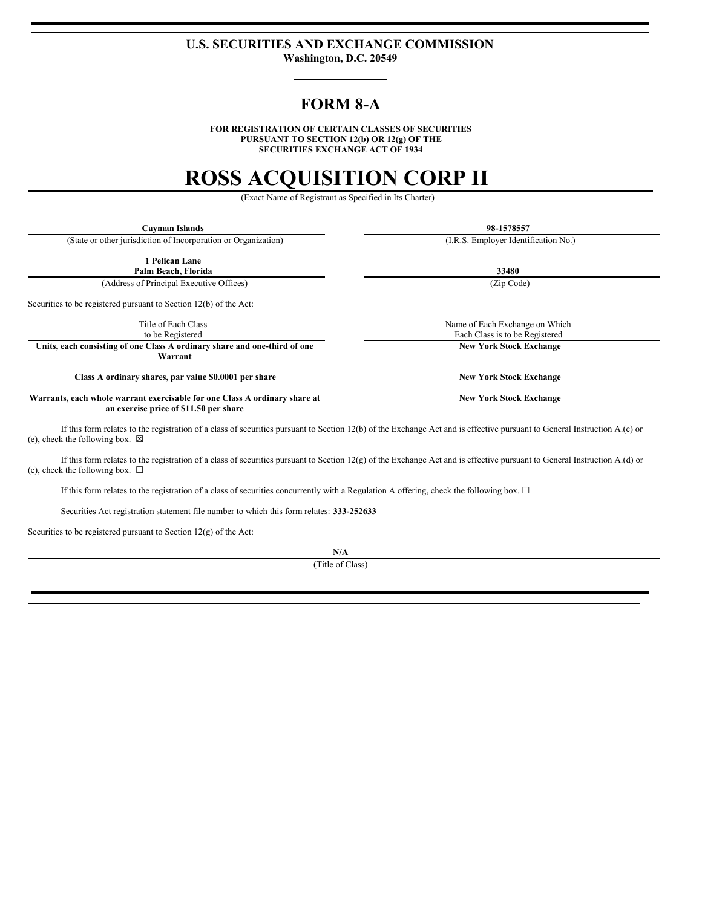**U.S. SECURITIES AND EXCHANGE COMMISSION**
**Washington, D.C. 20549**

# FORM 8-A

**FOR REGISTRATION OF CERTAIN CLASSES OF SECURITIES PURSUANT TO SECTION 12(b) OR 12(g) OF THE SECURITIES EXCHANGE ACT OF 1934**

# ROSS ACQUISITION CORP II

(Exact Name of Registrant as Specified in Its Charter)

| **Cayman Islands** | **98-1578557** |
|---|---|
| (State or other jurisdiction of Incorporation or Organization) | (I.R.S. Employer Identification No.) |
| **1 Pelican Lane Palm Beach, Florida** | **33480** |
| (Address of Principal Executive Offices) | (Zip Code) |

Securities to be registered pursuant to Section 12(b) of the Act:

| Title of Each Class to be Registered | Name of Each Exchange on Which Each Class is to be Registered |
|---|---|
| **Units, each consisting of one Class A ordinary share and one-third of one Warrant** | **New York Stock Exchange** |
| **Class A ordinary shares, par value $0.0001 per share** | **New York Stock Exchange** |
| **Warrants, each whole warrant exercisable for one Class A ordinary share at an exercise price of $11.50 per share** | **New York Stock Exchange** |

If this form relates to the registration of a class of securities pursuant to Section 12(b) of the Exchange Act and is effective pursuant to General Instruction A.(c) or (e), check the following box. ☒

If this form relates to the registration of a class of securities pursuant to Section 12(g) of the Exchange Act and is effective pursuant to General Instruction A.(d) or (e), check the following box. ☐

If this form relates to the registration of a class of securities concurrently with a Regulation A offering, check the following box. ☐

Securities Act registration statement file number to which this form relates: **333-252633**

Securities to be registered pursuant to Section 12(g) of the Act:

**N/A**
(Title of Class)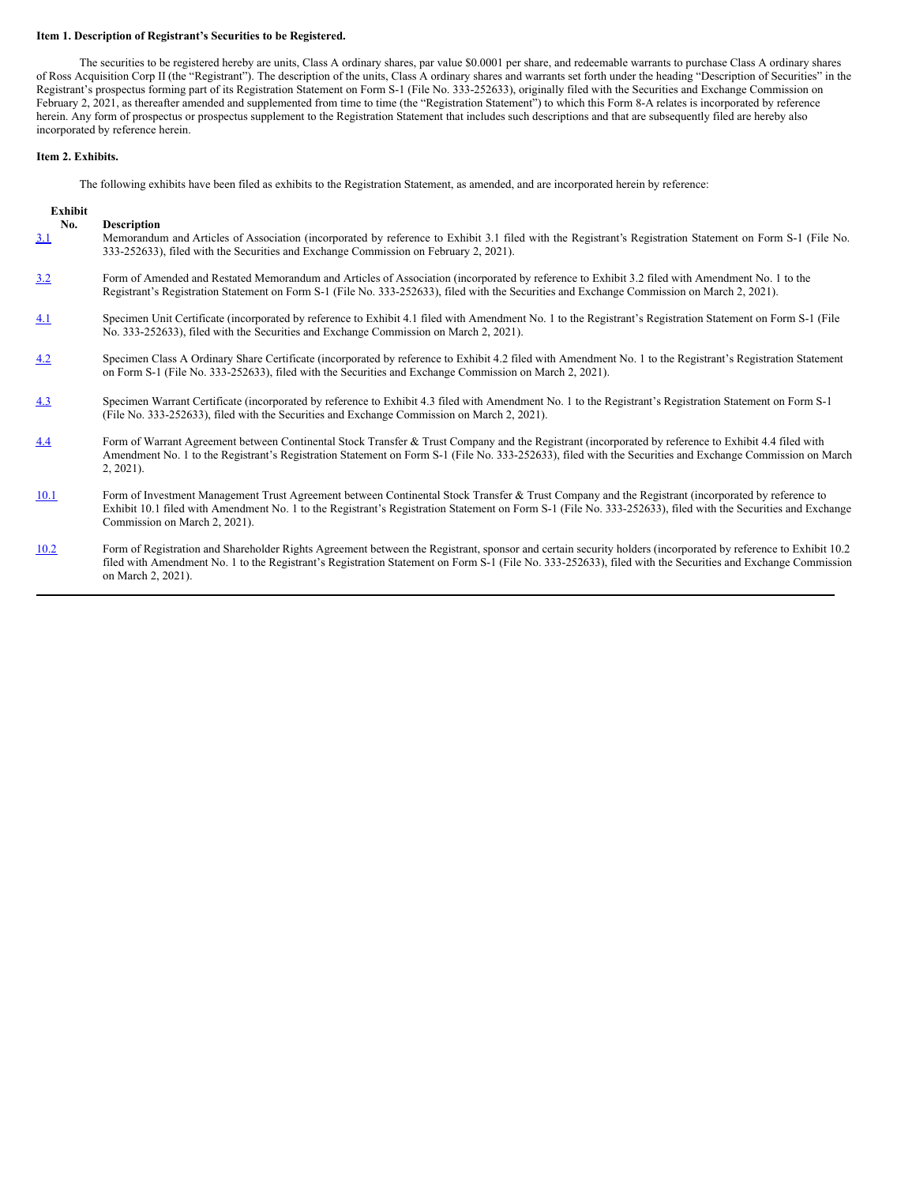**Item 1. Description of Registrant's Securities to be Registered.**

The securities to be registered hereby are units, Class A ordinary shares, par value $0.0001 per share, and redeemable warrants to purchase Class A ordinary shares of Ross Acquisition Corp II (the "Registrant"). The description of the units, Class A ordinary shares and warrants set forth under the heading "Description of Securities" in the Registrant's prospectus forming part of its Registration Statement on Form S-1 (File No. 333-252633), originally filed with the Securities and Exchange Commission on February 2, 2021, as thereafter amended and supplemented from time to time (the "Registration Statement") to which this Form 8-A relates is incorporated by reference herein. Any form of prospectus or prospectus supplement to the Registration Statement that includes such descriptions and that are subsequently filed are hereby also incorporated by reference herein.

**Item 2. Exhibits.**

The following exhibits have been filed as exhibits to the Registration Statement, as amended, and are incorporated herein by reference:

| Exhibit No. | Description |
| --- | --- |
| 3.1 | Memorandum and Articles of Association (incorporated by reference to Exhibit 3.1 filed with the Registrant's Registration Statement on Form S-1 (File No. 333-252633), filed with the Securities and Exchange Commission on February 2, 2021). |
| 3.2 | Form of Amended and Restated Memorandum and Articles of Association (incorporated by reference to Exhibit 3.2 filed with Amendment No. 1 to the Registrant's Registration Statement on Form S-1 (File No. 333-252633), filed with the Securities and Exchange Commission on March 2, 2021). |
| 4.1 | Specimen Unit Certificate (incorporated by reference to Exhibit 4.1 filed with Amendment No. 1 to the Registrant's Registration Statement on Form S-1 (File No. 333-252633), filed with the Securities and Exchange Commission on March 2, 2021). |
| 4.2 | Specimen Class A Ordinary Share Certificate (incorporated by reference to Exhibit 4.2 filed with Amendment No. 1 to the Registrant's Registration Statement on Form S-1 (File No. 333-252633), filed with the Securities and Exchange Commission on March 2, 2021). |
| 4.3 | Specimen Warrant Certificate (incorporated by reference to Exhibit 4.3 filed with Amendment No. 1 to the Registrant's Registration Statement on Form S-1 (File No. 333-252633), filed with the Securities and Exchange Commission on March 2, 2021). |
| 4.4 | Form of Warrant Agreement between Continental Stock Transfer & Trust Company and the Registrant (incorporated by reference to Exhibit 4.4 filed with Amendment No. 1 to the Registrant's Registration Statement on Form S-1 (File No. 333-252633), filed with the Securities and Exchange Commission on March 2, 2021). |
| 10.1 | Form of Investment Management Trust Agreement between Continental Stock Transfer & Trust Company and the Registrant (incorporated by reference to Exhibit 10.1 filed with Amendment No. 1 to the Registrant's Registration Statement on Form S-1 (File No. 333-252633), filed with the Securities and Exchange Commission on March 2, 2021). |
| 10.2 | Form of Registration and Shareholder Rights Agreement between the Registrant, sponsor and certain security holders (incorporated by reference to Exhibit 10.2 filed with Amendment No. 1 to the Registrant's Registration Statement on Form S-1 (File No. 333-252633), filed with the Securities and Exchange Commission on March 2, 2021). |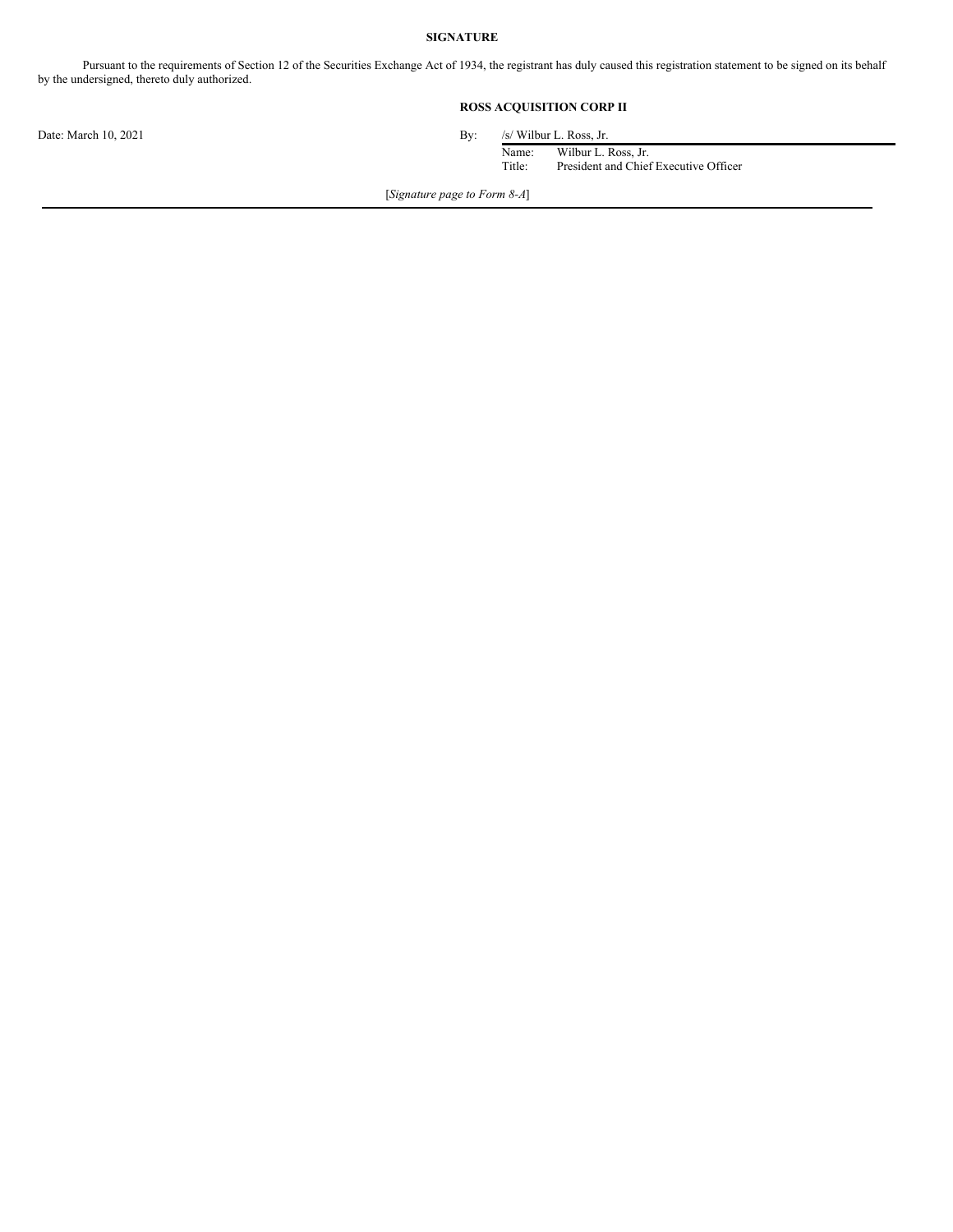**SIGNATURE**

Pursuant to the requirements of Section 12 of the Securities Exchange Act of 1934, the registrant has duly caused this registration statement to be signed on its behalf by the undersigned, thereto duly authorized.

**ROSS ACQUISITION CORP II**

Date: March 10, 2021

By: /s/ Wilbur L. Ross, Jr.

Name: Wilbur L. Ross, Jr.

Title: President and Chief Executive Officer

[*Signature page to Form 8-A*]